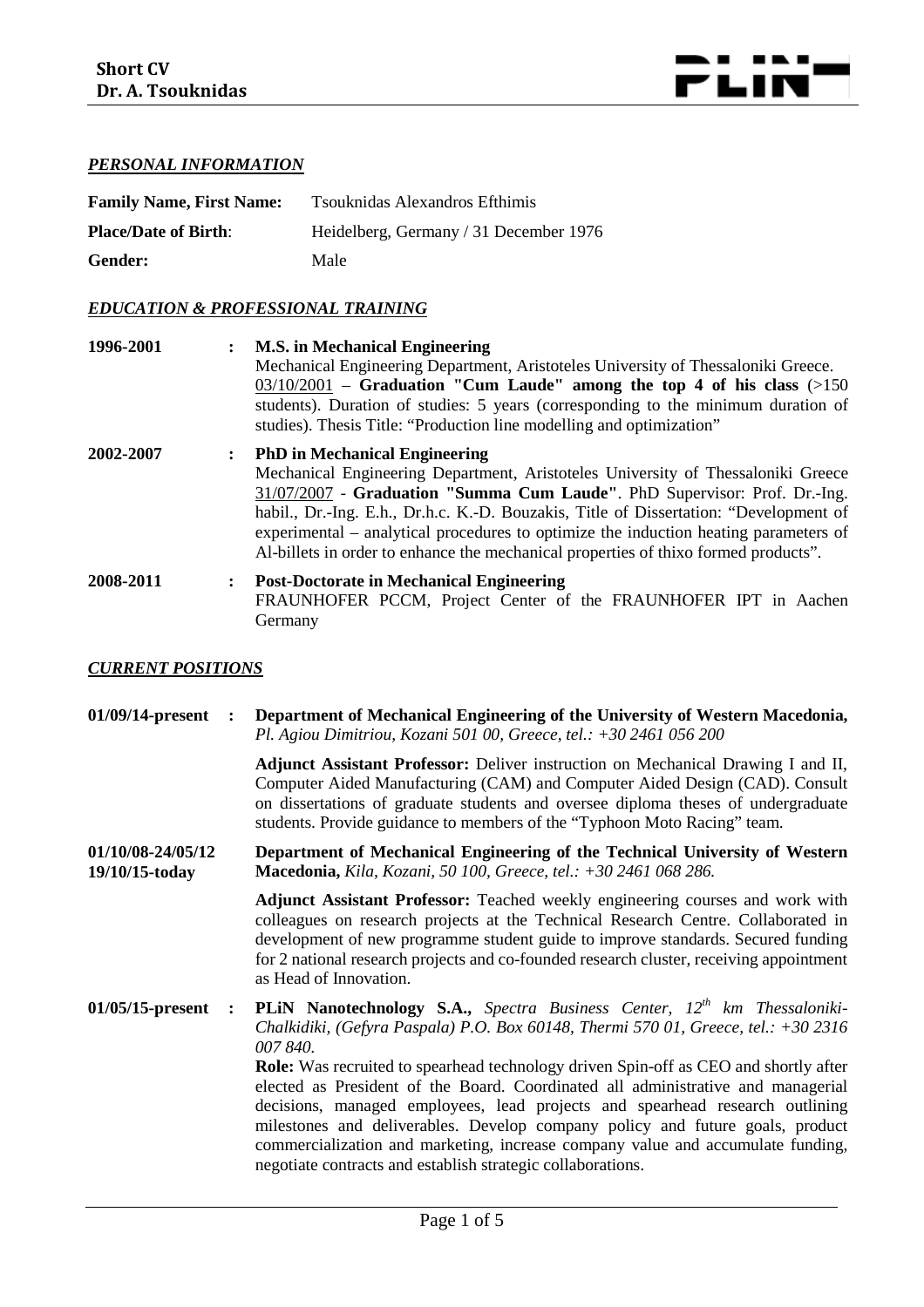### *PERSONAL INFORMATION*

| | |
|---|---|
| **Family Name, First Name:** | Tsouknidas Alexandros Efthimis |
| **Place/Date of Birth**: | Heidelberg, Germany / 31 December 1976 |
| **Gender:** | Male |

### *EDUCATION & PROFESSIONAL TRAINING*

**1996-2001** : **M.S. in Mechanical Engineering**
Mechanical Engineering Department, Aristoteles University of Thessaloniki Greece.
03/10/2001 – **Graduation "Cum Laude" among the top 4 of his class** (>150 students). Duration of studies: 5 years (corresponding to the minimum duration of studies). Thesis Title: "Production line modelling and optimization"

**2002-2007** : **PhD in Mechanical Engineering**
Mechanical Engineering Department, Aristoteles University of Thessaloniki Greece
31/07/2007 - **Graduation "Summa Cum Laude"**. PhD Supervisor: Prof. Dr.-Ing. habil., Dr.-Ing. E.h., Dr.h.c. K.-D. Bouzakis, Title of Dissertation: "Development of experimental – analytical procedures to optimize the induction heating parameters of Al-billets in order to enhance the mechanical properties of thixo formed products".

**2008-2011** : **Post-Doctorate in Mechanical Engineering**
FRAUNHOFER PCCM, Project Center of the FRAUNHOFER IPT in Aachen Germany

### *CURRENT POSITIONS*

**01/09/14-present** : **Department of Mechanical Engineering of the University of Western Macedonia,** *Pl. Agiou Dimitriou, Kozani 501 00, Greece, tel.: +30 2461 056 200*

**Adjunct Assistant Professor:** Deliver instruction on Mechanical Drawing I and II, Computer Aided Manufacturing (CAM) and Computer Aided Design (CAD). Consult on dissertations of graduate students and oversee diploma theses of undergraduate students. Provide guidance to members of the "Typhoon Moto Racing" team.

**01/10/08-24/05/12**
**19/10/15-today** **Department of Mechanical Engineering of the Technical University of Western Macedonia,** *Kila, Kozani, 50 100, Greece, tel.: +30 2461 068 286.*

**Adjunct Assistant Professor:** Teached weekly engineering courses and work with colleagues on research projects at the Technical Research Centre. Collaborated in development of new programme student guide to improve standards. Secured funding for 2 national research projects and co-founded research cluster, receiving appointment as Head of Innovation.

**01/05/15-present** : **PLiN Nanotechnology S.A.,** *Spectra Business Center, 12th km Thessaloniki-Chalkidiki, (Gefyra Paspala) P.O. Box 60148, Thermi 570 01, Greece, tel.: +30 2316 007 840.*
**Role:** Was recruited to spearhead technology driven Spin-off as CEO and shortly after elected as President of the Board. Coordinated all administrative and managerial decisions, managed employees, lead projects and spearhead research outlining milestones and deliverables. Develop company policy and future goals, product commercialization and marketing, increase company value and accumulate funding, negotiate contracts and establish strategic collaborations.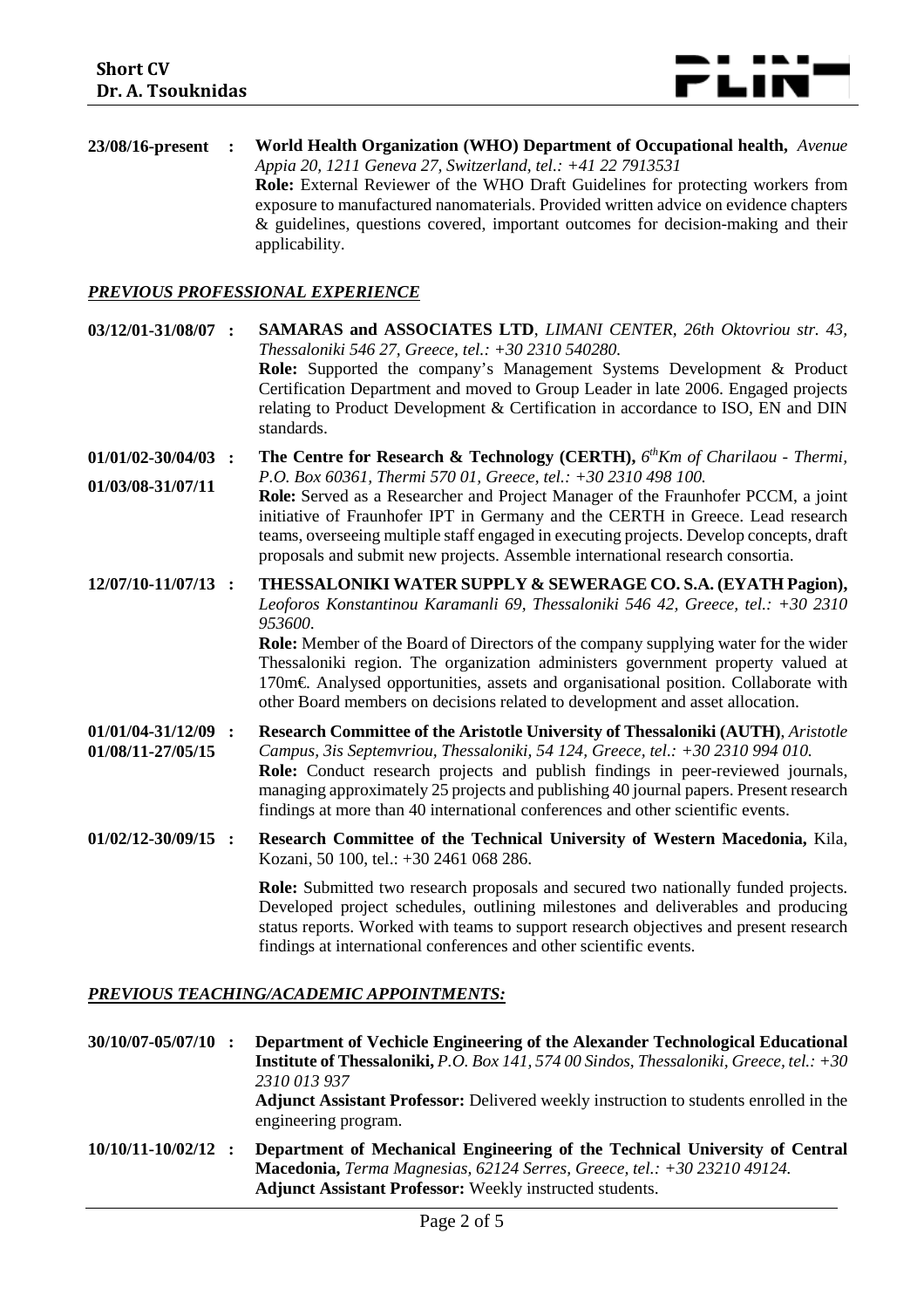**23/08/16-present :** **World Health Organization (WHO) Department of Occupational health,** *Avenue Appia 20, 1211 Geneva 27, Switzerland, tel.: +41 22 7913531*
**Role:** External Reviewer of the WHO Draft Guidelines for protecting workers from exposure to manufactured nanomaterials. Provided written advice on evidence chapters & guidelines, questions covered, important outcomes for decision-making and their applicability.

### *PREVIOUS PROFESSIONAL EXPERIENCE*

**03/12/01-31/08/07 :** **SAMARAS and ASSOCIATES LTD**, *LIMANI CENTER, 26th Oktovriou str. 43, Thessaloniki 546 27, Greece, tel.: +30 2310 540280.*
**Role:** Supported the company's Management Systems Development & Product Certification Department and moved to Group Leader in late 2006. Engaged projects relating to Product Development & Certification in accordance to ISO, EN and DIN standards.

**01/01/02-30/04/03 :**
**01/03/08-31/07/11**
**The Centre for Research & Technology (CERTH),** *6thKm of Charilaou - Thermi, P.O. Box 60361, Thermi 570 01, Greece, tel.: +30 2310 498 100.*
**Role:** Served as a Researcher and Project Manager of the Fraunhofer PCCM, a joint initiative of Fraunhofer IPT in Germany and the CERTH in Greece. Lead research teams, overseeing multiple staff engaged in executing projects. Develop concepts, draft proposals and submit new projects. Assemble international research consortia.

**12/07/10-11/07/13 :** **THESSALONIKI WATER SUPPLY & SEWERAGE CO. S.A. (EYATH Pagion),** *Leoforos Konstantinou Karamanli 69, Thessaloniki 546 42, Greece, tel.: +30 2310 953600.*
**Role:** Member of the Board of Directors of the company supplying water for the wider Thessaloniki region. The organization administers government property valued at 170m€. Analysed opportunities, assets and organisational position. Collaborate with other Board members on decisions related to development and asset allocation.

**01/01/04-31/12/09 :**
**01/08/11-27/05/15**
**Research Committee of the Aristotle University of Thessaloniki (AUTH)**, *Aristotle Campus, 3is Septemvriou, Thessaloniki, 54 124, Greece, tel.: +30 2310 994 010.*
**Role:** Conduct research projects and publish findings in peer-reviewed journals, managing approximately 25 projects and publishing 40 journal papers. Present research findings at more than 40 international conferences and other scientific events.

**01/02/12-30/09/15 :** **Research Committee of the Technical University of Western Macedonia,** Kila, Kozani, 50 100, tel.: +30 2461 068 286.

**Role:** Submitted two research proposals and secured two nationally funded projects. Developed project schedules, outlining milestones and deliverables and producing status reports. Worked with teams to support research objectives and present research findings at international conferences and other scientific events.

### *PREVIOUS TEACHING/ACADEMIC APPOINTMENTS:*

**30/10/07-05/07/10 :** **Department of Vechicle Engineering of the Alexander Technological Educational Institute of Thessaloniki,** *P.O. Box 141, 574 00 Sindos, Thessaloniki, Greece, tel.: +30 2310 013 937*
**Adjunct Assistant Professor:** Delivered weekly instruction to students enrolled in the engineering program.

**10/10/11-10/02/12 :** **Department of Mechanical Engineering of the Technical University of Central Macedonia,** *Terma Magnesias, 62124 Serres, Greece, tel.: +30 23210 49124.*
**Adjunct Assistant Professor:** Weekly instructed students.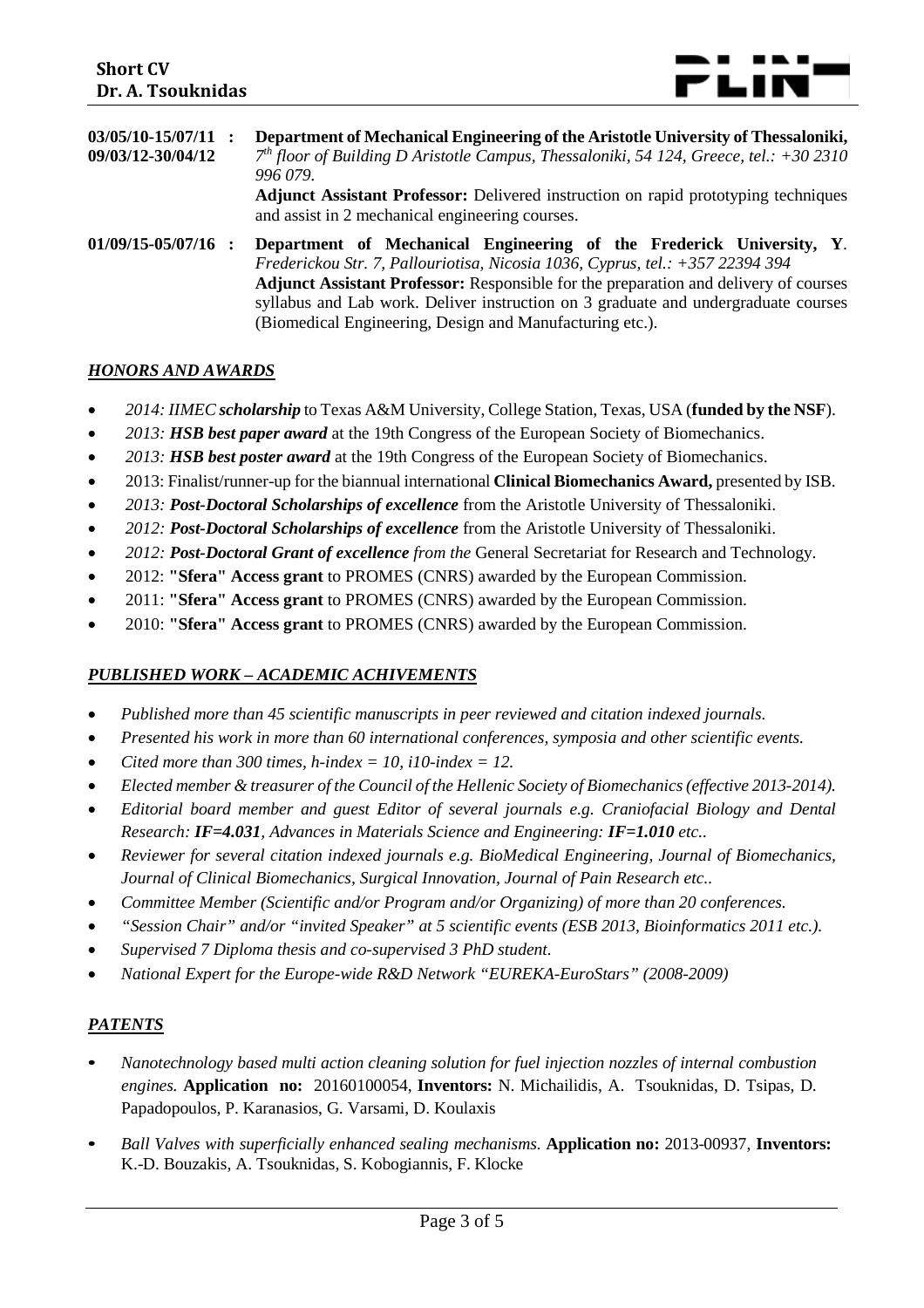**03/05/10-15/07/11 :**
**09/03/12-30/04/12**

**Department of Mechanical Engineering of the Aristotle University of Thessaloniki,** *7th floor of Building D Aristotle Campus, Thessaloniki, 54 124, Greece, tel.: +30 2310 996 079.*
**Adjunct Assistant Professor:** Delivered instruction on rapid prototyping techniques and assist in 2 mechanical engineering courses.

**01/09/15-05/07/16 :**

**Department of Mechanical Engineering of the Frederick University, Y**. *Frederickou Str. 7, Pallouriotisa, Nicosia 1036, Cyprus, tel.: +357 22394 394*
**Adjunct Assistant Professor:** Responsible for the preparation and delivery of courses syllabus and Lab work. Deliver instruction on 3 graduate and undergraduate courses (Biomedical Engineering, Design and Manufacturing etc.).

## *HONORS AND AWARDS*

- *2014: IIMEC **scholarship*** to Texas A&M University, College Station, Texas, USA (**funded by the NSF**).
- *2013: **HSB best paper award*** at the 19th Congress of the European Society of Biomechanics.
- *2013: **HSB best poster award*** at the 19th Congress of the European Society of Biomechanics.
- 2013: Finalist/runner-up for the biannual international **Clinical Biomechanics Award,** presented by ISB.
- *2013: **Post-Doctoral Scholarships of excellence*** from the Aristotle University of Thessaloniki.
- *2012: **Post-Doctoral Scholarships of excellence*** from the Aristotle University of Thessaloniki.
- *2012: **Post-Doctoral Grant of excellence** from the* General Secretariat for Research and Technology.
- 2012: **"Sfera" Access grant** to PROMES (CNRS) awarded by the European Commission.
- 2011: **"Sfera" Access grant** to PROMES (CNRS) awarded by the European Commission.
- 2010: **"Sfera" Access grant** to PROMES (CNRS) awarded by the European Commission.

## *PUBLISHED WORK – ACADEMIC ACHIVEMENTS*

- *Published more than 45 scientific manuscripts in peer reviewed and citation indexed journals.*
- *Presented his work in more than 60 international conferences, symposia and other scientific events.*
- *Cited more than 300 times, h-index = 10, i10-index = 12.*
- *Elected member & treasurer of the Council of the Hellenic Society of Biomechanics (effective 2013-2014).*
- *Editorial board member and guest Editor of several journals e.g. Craniofacial Biology and Dental Research: **IF=4.031**, Advances in Materials Science and Engineering: **IF=1.010** etc..*
- *Reviewer for several citation indexed journals e.g. BioMedical Engineering, Journal of Biomechanics, Journal of Clinical Biomechanics, Surgical Innovation, Journal of Pain Research etc..*
- *Committee Member (Scientific and/or Program and/or Organizing) of more than 20 conferences.*
- *"Session Chair" and/or "invited Speaker" at 5 scientific events (ESB 2013, Bioinformatics 2011 etc.).*
- *Supervised 7 Diploma thesis and co-supervised 3 PhD student.*
- *National Expert for the Europe-wide R&D Network "EUREKA-EuroStars" (2008-2009)*

## *PATENTS*

- *Nanotechnology based multi action cleaning solution for fuel injection nozzles of internal combustion engines.* **Application no:** 20160100054, **Inventors:** N. Michailidis, A. Tsouknidas, D. Tsipas, D. Papadopoulos, P. Karanasios, G. Varsami, D. Koulaxis
- *Ball Valves with superficially enhanced sealing mechanisms.* **Application no:** 2013-00937, **Inventors:** K.-D. Bouzakis, A. Tsouknidas, S. Kobogiannis, F. Klocke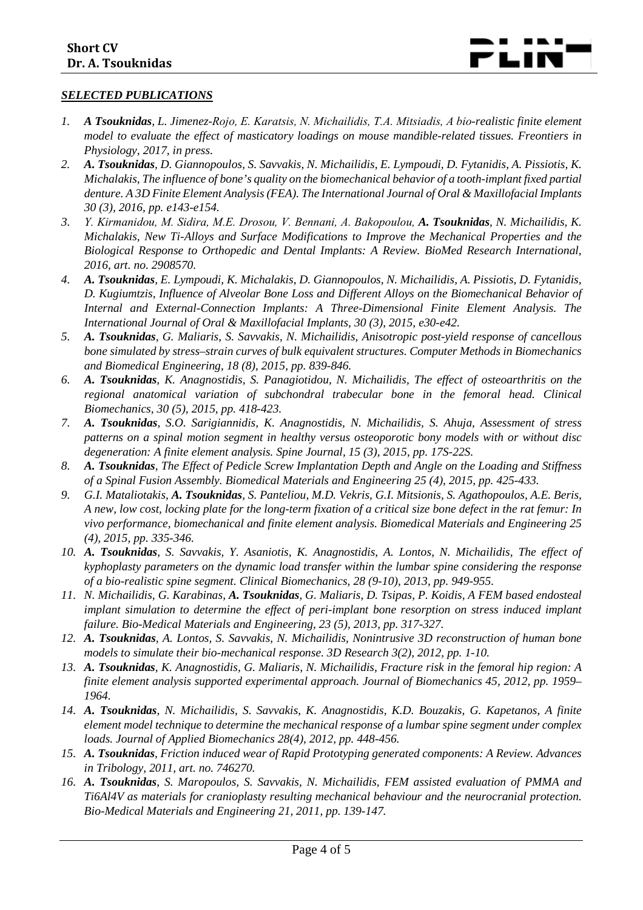***SELECTED PUBLICATIONS***

1. ***A Tsouknidas****, L. Jimenez-Rojo, E. Karatsis, N. Michailidis, T.A. Mitsiadis, A bio-realistic finite element model to evaluate the effect of masticatory loadings on mouse mandible-related tissues. Freontiers in Physiology, 2017, in press.*
2. ***A. Tsouknidas****, D. Giannopoulos, S. Savvakis, N. Michailidis, E. Lympoudi, D. Fytanidis, A. Pissiotis, K. Michalakis, The influence of bone's quality on the biomechanical behavior of a tooth-implant fixed partial denture. A 3D Finite Element Analysis (FEA). The International Journal of Oral & Maxillofacial Implants 30 (3), 2016, pp. e143-e154.*
3. *Y. Kirmanidou, M. Sidira, M.E. Drosou, V. Bennani, A. Bakopoulou,* ***A. Tsouknidas****, N. Michailidis, K. Michalakis, New Ti-Alloys and Surface Modifications to Improve the Mechanical Properties and the Biological Response to Orthopedic and Dental Implants: A Review. BioMed Research International, 2016, art. no. 2908570.*
4. ***A. Tsouknidas****, E. Lympoudi, K. Michalakis, D. Giannopoulos, N. Michailidis, A. Pissiotis, D. Fytanidis, D. Kugiumtzis, Influence of Alveolar Bone Loss and Different Alloys on the Biomechanical Behavior of Internal and External-Connection Implants: A Three-Dimensional Finite Element Analysis. The International Journal of Oral & Maxillofacial Implants, 30 (3), 2015, e30-e42.*
5. ***A. Tsouknidas****, G. Maliaris, S. Savvakis, N. Michailidis, Anisotropic post-yield response of cancellous bone simulated by stress–strain curves of bulk equivalent structures. Computer Methods in Biomechanics and Biomedical Engineering, 18 (8), 2015, pp. 839-846.*
6. ***A. Tsouknidas****, K. Anagnostidis, S. Panagiotidou, N. Michailidis, The effect of osteoarthritis on the regional anatomical variation of subchondral trabecular bone in the femoral head. Clinical Biomechanics, 30 (5), 2015, pp. 418-423.*
7. ***A. Tsouknidas****, S.O. Sarigiannidis, K. Anagnostidis, N. Michailidis, S. Ahuja, Assessment of stress patterns on a spinal motion segment in healthy versus osteoporotic bony models with or without disc degeneration: A finite element analysis. Spine Journal, 15 (3), 2015, pp. 17S-22S.*
8. ***A. Tsouknidas****, The Effect of Pedicle Screw Implantation Depth and Angle on the Loading and Stiffness of a Spinal Fusion Assembly. Biomedical Materials and Engineering 25 (4), 2015, pp. 425-433.*
9. *G.I. Mataliotakis,* ***A. Tsouknidas****, S. Panteliou, M.D. Vekris, G.I. Mitsionis, S. Agathopoulos, A.E. Beris, A new, low cost, locking plate for the long-term fixation of a critical size bone defect in the rat femur: In vivo performance, biomechanical and finite element analysis. Biomedical Materials and Engineering 25 (4), 2015, pp. 335-346.*
10. ***A. Tsouknidas****, S. Savvakis, Y. Asaniotis, K. Anagnostidis, A. Lontos, N. Michailidis, The effect of kyphoplasty parameters on the dynamic load transfer within the lumbar spine considering the response of a bio-realistic spine segment. Clinical Biomechanics, 28 (9-10), 2013, pp. 949-955.*
11. *N. Michailidis, G. Karabinas,* ***A. Tsouknidas****, G. Maliaris, D. Tsipas, P. Koidis, A FEM based endosteal implant simulation to determine the effect of peri-implant bone resorption on stress induced implant failure. Bio-Medical Materials and Engineering, 23 (5), 2013, pp. 317-327.*
12. ***A. Tsouknidas****, A. Lontos, S. Savvakis, N. Michailidis, Nonintrusive 3D reconstruction of human bone models to simulate their bio-mechanical response. 3D Research 3(2), 2012, pp. 1-10.*
13. ***A. Tsouknidas****, K. Anagnostidis, G. Maliaris, N. Michailidis, Fracture risk in the femoral hip region: A finite element analysis supported experimental approach. Journal of Biomechanics 45, 2012, pp. 1959–1964.*
14. ***A. Tsouknidas****, N. Michailidis, S. Savvakis, K. Anagnostidis, K.D. Bouzakis, G. Kapetanos, A finite element model technique to determine the mechanical response of a lumbar spine segment under complex loads. Journal of Applied Biomechanics 28(4), 2012, pp. 448-456.*
15. ***A. Tsouknidas****, Friction induced wear of Rapid Prototyping generated components: A Review. Advances in Tribology, 2011, art. no. 746270.*
16. ***A. Tsouknidas****, S. Maropoulos, S. Savvakis, N. Michailidis, FEM assisted evaluation of PMMA and Ti6Al4V as materials for cranioplasty resulting mechanical behaviour and the neurocranial protection. Bio-Medical Materials and Engineering 21, 2011, pp. 139-147.*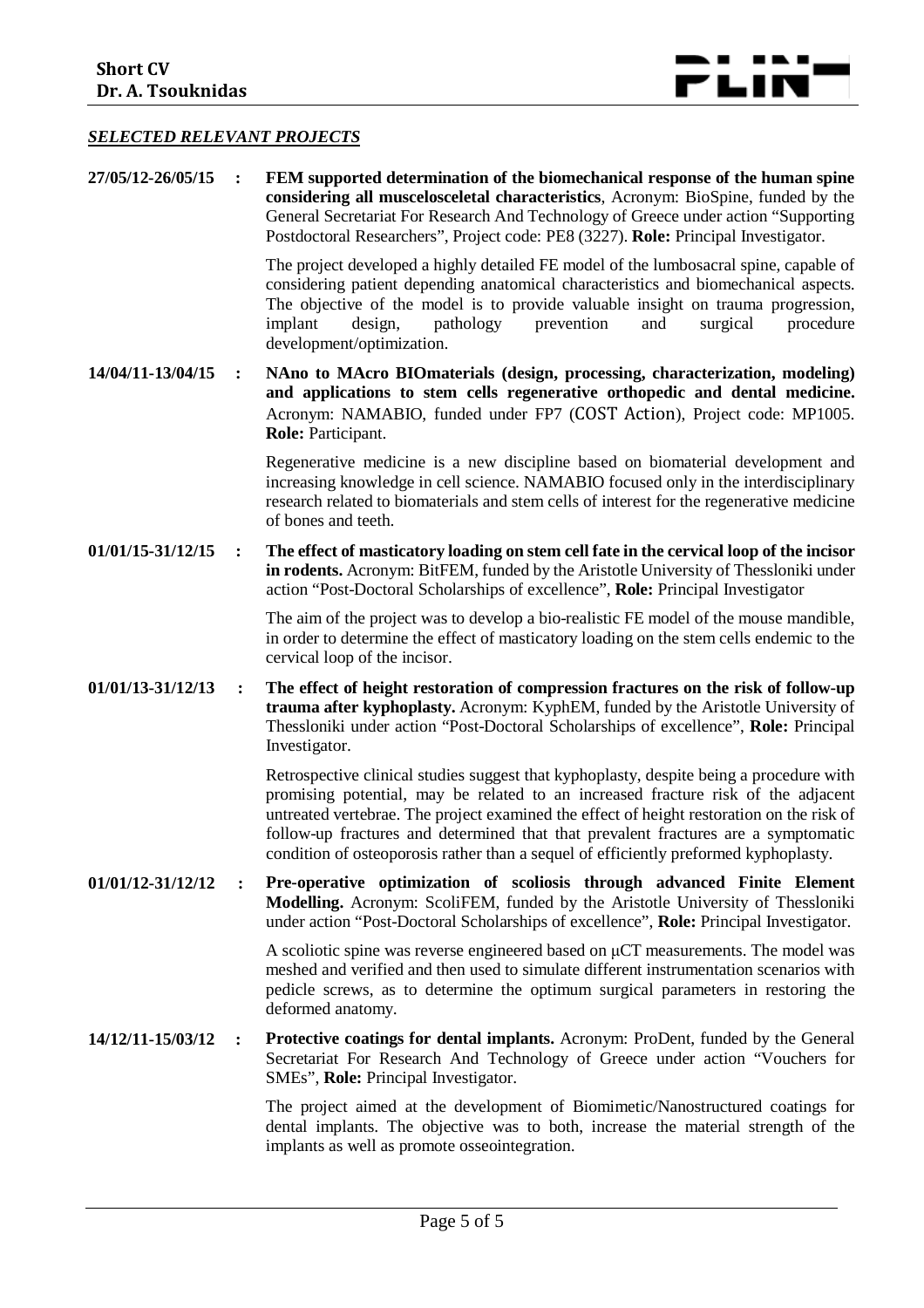## *SELECTED RELEVANT PROJECTS*

**27/05/12-26/05/15 :** **FEM supported determination of the biomechanical response of the human spine considering all musceloskeletal characteristics**, Acronym: BioSpine, funded by the General Secretariat For Research And Technology of Greece under action "Supporting Postdoctoral Researchers", Project code: PE8 (3227). **Role:** Principal Investigator.

The project developed a highly detailed FE model of the lumbosacral spine, capable of considering patient depending anatomical characteristics and biomechanical aspects. The objective of the model is to provide valuable insight on trauma progression, implant design, pathology prevention and surgical procedure development/optimization.

**14/04/11-13/04/15 :** **NAno to MAcro BIOmaterials (design, processing, characterization, modeling) and applications to stem cells regenerative orthopedic and dental medicine.** Acronym: NAMABIO, funded under FP7 (COST Action), Project code: MP1005. **Role:** Participant.

Regenerative medicine is a new discipline based on biomaterial development and increasing knowledge in cell science. NAMABIO focused only in the interdisciplinary research related to biomaterials and stem cells of interest for the regenerative medicine of bones and teeth.

**01/01/15-31/12/15 :** **The effect of masticatory loading on stem cell fate in the cervical loop of the incisor in rodents.** Acronym: BitFEM, funded by the Aristotle University of Thessloniki under action "Post-Doctoral Scholarships of excellence", **Role:** Principal Investigator

The aim of the project was to develop a bio-realistic FE model of the mouse mandible, in order to determine the effect of masticatory loading on the stem cells endemic to the cervical loop of the incisor.

**01/01/13-31/12/13 :** **The effect of height restoration of compression fractures on the risk of follow-up trauma after kyphoplasty.** Acronym: KyphEM, funded by the Aristotle University of Thessloniki under action "Post-Doctoral Scholarships of excellence", **Role:** Principal Investigator.

Retrospective clinical studies suggest that kyphoplasty, despite being a procedure with promising potential, may be related to an increased fracture risk of the adjacent untreated vertebrae. The project examined the effect of height restoration on the risk of follow-up fractures and determined that that prevalent fractures are a symptomatic condition of osteoporosis rather than a sequel of efficiently preformed kyphoplasty.

**01/01/12-31/12/12 :** **Pre-operative optimization of scoliosis through advanced Finite Element Modelling.** Acronym: ScoliFEM, funded by the Aristotle University of Thessloniki under action "Post-Doctoral Scholarships of excellence", **Role:** Principal Investigator.

A scoliotic spine was reverse engineered based on μCT measurements. The model was meshed and verified and then used to simulate different instrumentation scenarios with pedicle screws, as to determine the optimum surgical parameters in restoring the deformed anatomy.

**14/12/11-15/03/12 :** **Protective coatings for dental implants.** Acronym: ProDent, funded by the General Secretariat For Research And Technology of Greece under action "Vouchers for SMEs", **Role:** Principal Investigator.

The project aimed at the development of Biomimetic/Nanostructured coatings for dental implants. The objective was to both, increase the material strength of the implants as well as promote osseointegration.